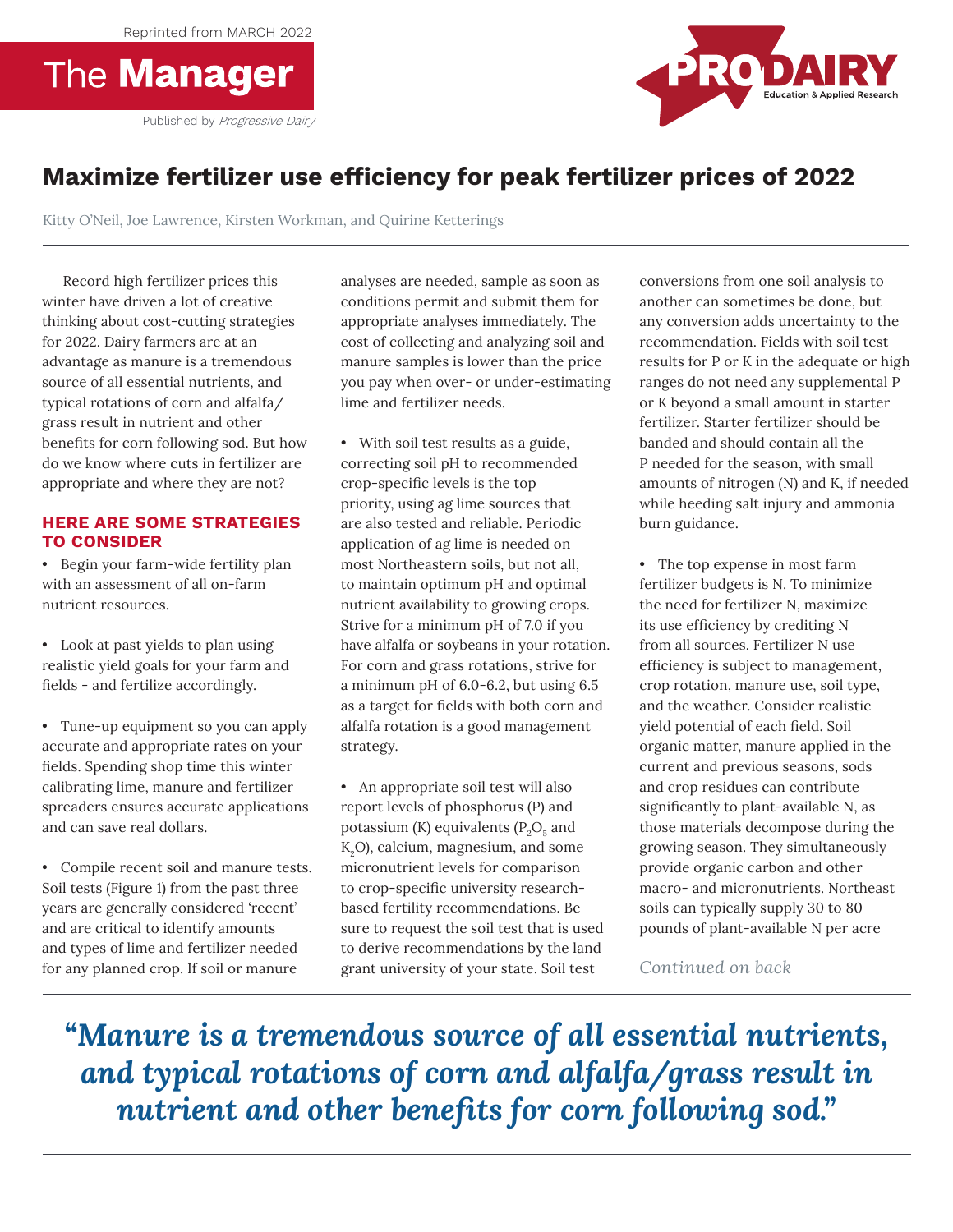Reprinted from MARCH 2022

The **Manager**

Published by *Progressive Dairy*

PRO DAIRY Education & Applied Research

# Maximize fertilizer use efficiency for peak fertilizer prices of 2022

Kitty O'Neil, Joe Lawrence, Kirsten Workman, and Quirine Ketterings

Record high fertilizer prices this winter have driven a lot of creative thinking about cost-cutting strategies for 2022. Dairy farmers are at an advantage as manure is a tremendous source of all essential nutrients, and typical rotations of corn and alfalfa/grass result in nutrient and other benefits for corn following sod. But how do we know where cuts in fertilizer are appropriate and where they are not?

## HERE ARE SOME STRATEGIES TO CONSIDER

- Begin your farm-wide fertility plan with an assessment of all on-farm nutrient resources.

- Look at past yields to plan using realistic yield goals for your farm and fields - and fertilize accordingly.

- Tune-up equipment so you can apply accurate and appropriate rates on your fields. Spending shop time this winter calibrating lime, manure and fertilizer spreaders ensures accurate applications and can save real dollars.

- Compile recent soil and manure tests. Soil tests (Figure 1) from the past three years are generally considered 'recent' and are critical to identify amounts and types of lime and fertilizer needed for any planned crop. If soil or manure analyses are needed, sample as soon as conditions permit and submit them for appropriate analyses immediately. The cost of collecting and analyzing soil and manure samples is lower than the price you pay when over- or under-estimating lime and fertilizer needs.

- With soil test results as a guide, correcting soil pH to recommended crop-specific levels is the top priority, using ag lime sources that are also tested and reliable. Periodic application of ag lime is needed on most Northeastern soils, but not all, to maintain optimum pH and optimal nutrient availability to growing crops. Strive for a minimum pH of 7.0 if you have alfalfa or soybeans in your rotation. For corn and grass rotations, strive for a minimum pH of 6.0-6.2, but using 6.5 as a target for fields with both corn and alfalfa rotation is a good management strategy.

- An appropriate soil test will also report levels of phosphorus (P) and potassium (K) equivalents ($P_2O_5$ and $K_2O$), calcium, magnesium, and some micronutrient levels for comparison to crop-specific university research-based fertility recommendations. Be sure to request the soil test that is used to derive recommendations by the land grant university of your state. Soil test conversions from one soil analysis to another can sometimes be done, but any conversion adds uncertainty to the recommendation. Fields with soil test results for P or K in the adequate or high ranges do not need any supplemental P or K beyond a small amount in starter fertilizer. Starter fertilizer should be banded and should contain all the P needed for the season, with small amounts of nitrogen (N) and K, if needed while heeding salt injury and ammonia burn guidance.

- The top expense in most farm fertilizer budgets is N. To minimize the need for fertilizer N, maximize its use efficiency by crediting N from all sources. Fertilizer N use efficiency is subject to management, crop rotation, manure use, soil type, and the weather. Consider realistic yield potential of each field. Soil organic matter, manure applied in the current and previous seasons, sods and crop residues can contribute significantly to plant-available N, as those materials decompose during the growing season. They simultaneously provide organic carbon and other macro- and micronutrients. Northeast soils can typically supply 30 to 80 pounds of plant-available N per acre

*Continued on back*

> ***"Manure is a tremendous source of all essential nutrients, and typical rotations of corn and alfalfa/grass result in nutrient and other benefits for corn following sod."***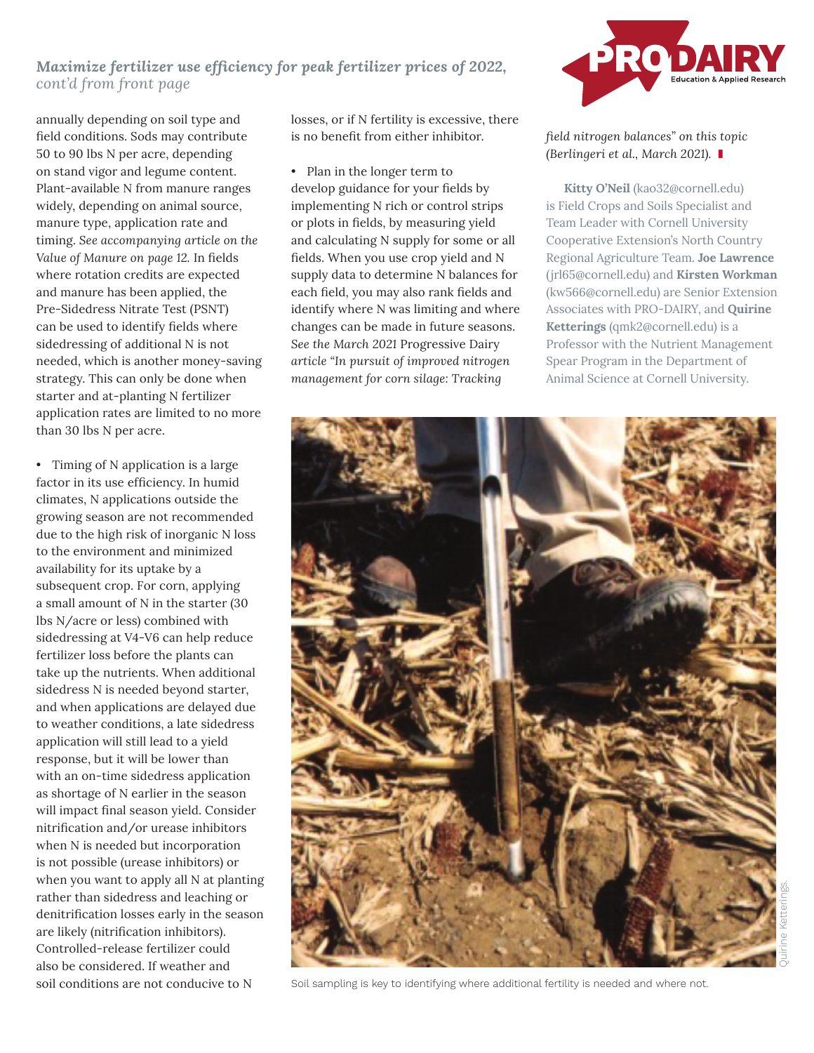*Maximize fertilizer use efficiency for peak fertilizer prices of 2022, cont'd from front page*

annually depending on soil type and field conditions. Sods may contribute 50 to 90 lbs N per acre, depending on stand vigor and legume content. Plant-available N from manure ranges widely, depending on animal source, manure type, application rate and timing. *See accompanying article on the Value of Manure on page 12.* In fields where rotation credits are expected and manure has been applied, the Pre-Sidedress Nitrate Test (PSNT) can be used to identify fields where sidedressing of additional N is not needed, which is another money-saving strategy. This can only be done when starter and at-planting N fertilizer application rates are limited to no more than 30 lbs N per acre.

- Timing of N application is a large factor in its use efficiency. In humid climates, N applications outside the growing season are not recommended due to the high risk of inorganic N loss to the environment and minimized availability for its uptake by a subsequent crop. For corn, applying a small amount of N in the starter (30 lbs N/acre or less) combined with sidedressing at V4-V6 can help reduce fertilizer loss before the plants can take up the nutrients. When additional sidedress N is needed beyond starter, and when applications are delayed due to weather conditions, a late sidedress application will still lead to a yield response, but it will be lower than with an on-time sidedress application as shortage of N earlier in the season will impact final season yield. Consider nitrification and/or urease inhibitors when N is needed but incorporation is not possible (urease inhibitors) or when you want to apply all N at planting rather than sidedress and leaching or denitrification losses early in the season are likely (nitrification inhibitors). Controlled-release fertilizer could also be considered. If weather and soil conditions are not conducive to N losses, or if N fertility is excessive, there is no benefit from either inhibitor.

- Plan in the longer term to develop guidance for your fields by implementing N rich or control strips or plots in fields, by measuring yield and calculating N supply for some or all fields. When you use crop yield and N supply data to determine N balances for each field, you may also rank fields and identify where N was limiting and where changes can be made in future seasons. *See the March 2021* Progressive Dairy *article "In pursuit of improved nitrogen management for corn silage: Tracking field nitrogen balances" on this topic (Berlingeri et al., March 2021).*

**Kitty O'Neil** (kao32@cornell.edu) is Field Crops and Soils Specialist and Team Leader with Cornell University Cooperative Extension's North Country Regional Agriculture Team. **Joe Lawrence** (jrl65@cornell.edu) and **Kirsten Workman** (kw566@cornell.edu) are Senior Extension Associates with PRO-DAIRY, and **Quirine Ketterings** (qmk2@cornell.edu) is a Professor with the Nutrient Management Spear Program in the Department of Animal Science at Cornell University.

Quirine Ketterings.

Soil sampling is key to identifying where additional fertility is needed and where not.